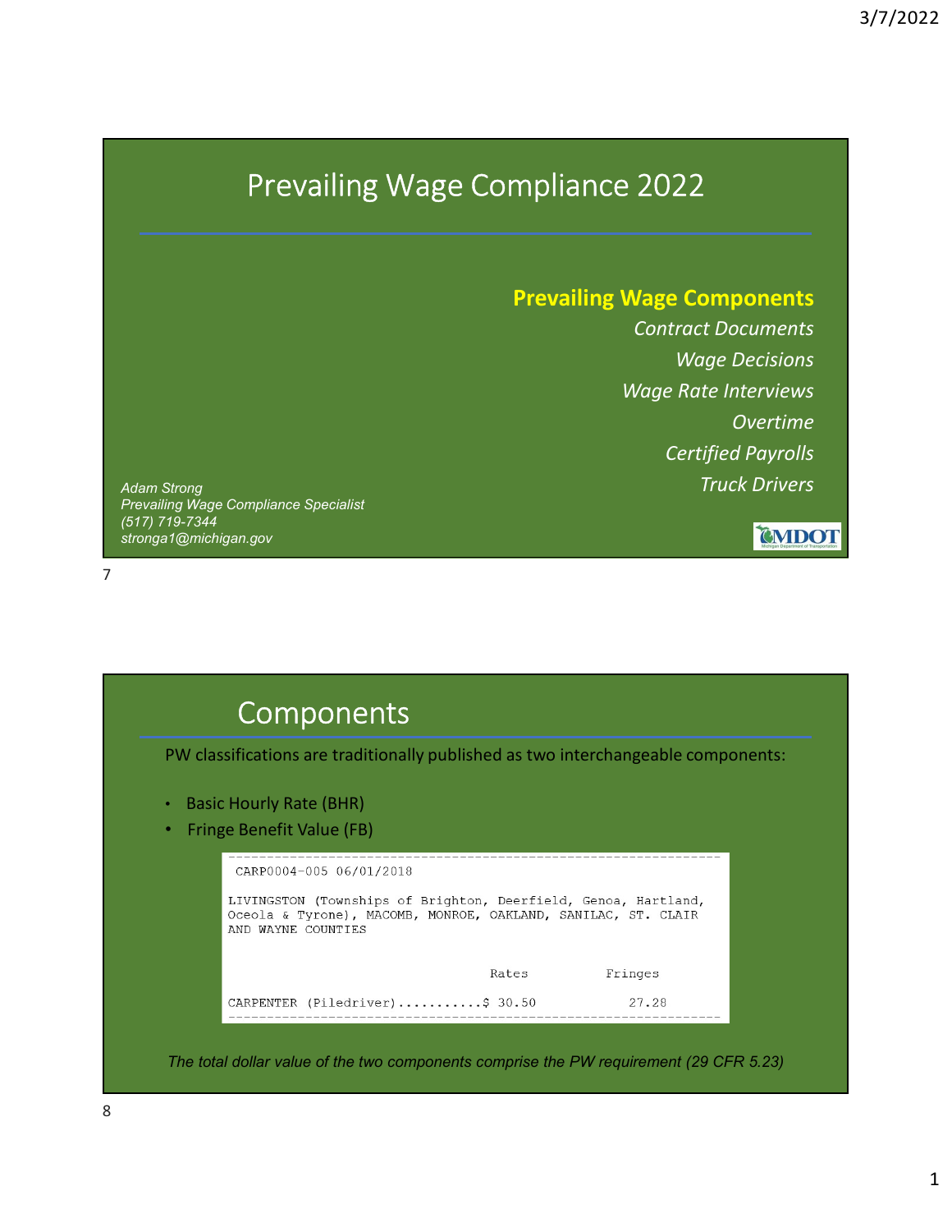# Prevailing Wage Compliance 2022

**Prevailing Wage Components**

*Contract Documents*

*Wage Decisions*

*Wage Rate Interviews*

*Overtime*

*Certified Payrolls*

*Truck Drivers*

*Adam Strong*
*Prevailing Wage Compliance Specialist*
*(517) 719-7344*
*stronga1@michigan.gov*

MDOT

# Components

PW classifications are traditionally published as two interchangeable components:

- Basic Hourly Rate (BHR)
- Fringe Benefit Value (FB)

```
CARP0004-005 06/01/2018

LIVINGSTON (Townships of Brighton, Deerfield, Genoa, Hartland,
Oceola & Tyrone), MACOMB, MONROE, OAKLAND, SANILAC, ST. CLAIR
AND WAYNE COUNTIES

                              Rates          Fringes

CARPENTER (Piledriver)...........$ 30.50          27.28
```

*The total dollar value of the two components comprise the PW requirement (29 CFR 5.23)*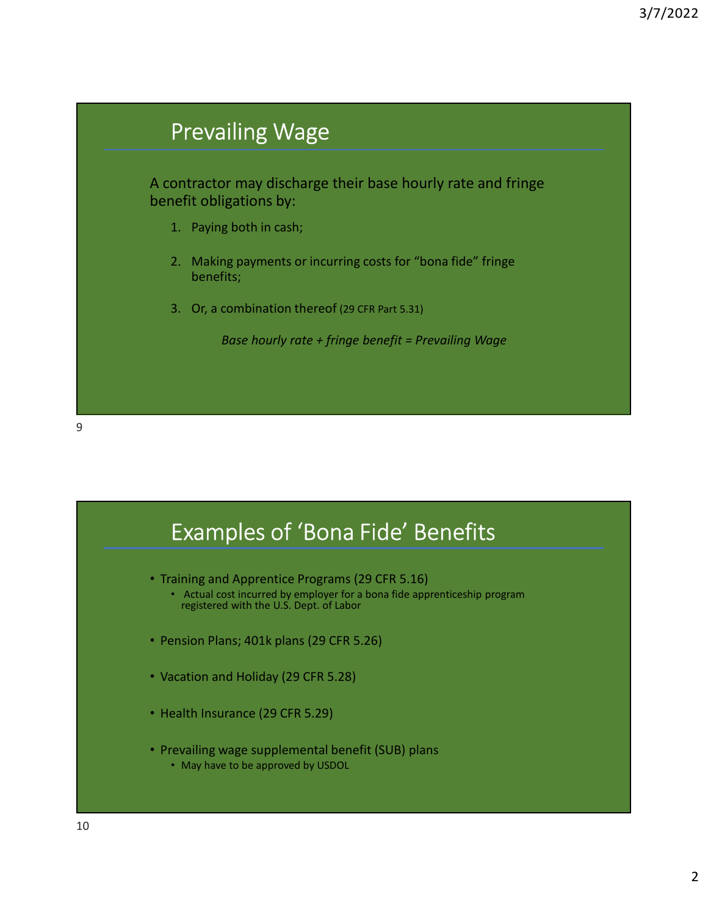## Prevailing Wage

A contractor may discharge their base hourly rate and fringe benefit obligations by:

1. Paying both in cash;
2. Making payments or incurring costs for "bona fide" fringe benefits;
3. Or, a combination thereof (29 CFR Part 5.31)

*Base hourly rate + fringe benefit = Prevailing Wage*

## Examples of 'Bona Fide' Benefits

- Training and Apprentice Programs (29 CFR 5.16)
  - Actual cost incurred by employer for a bona fide apprenticeship program registered with the U.S. Dept. of Labor
- Pension Plans; 401k plans (29 CFR 5.26)
- Vacation and Holiday (29 CFR 5.28)
- Health Insurance (29 CFR 5.29)
- Prevailing wage supplemental benefit (SUB) plans
  - May have to be approved by USDOL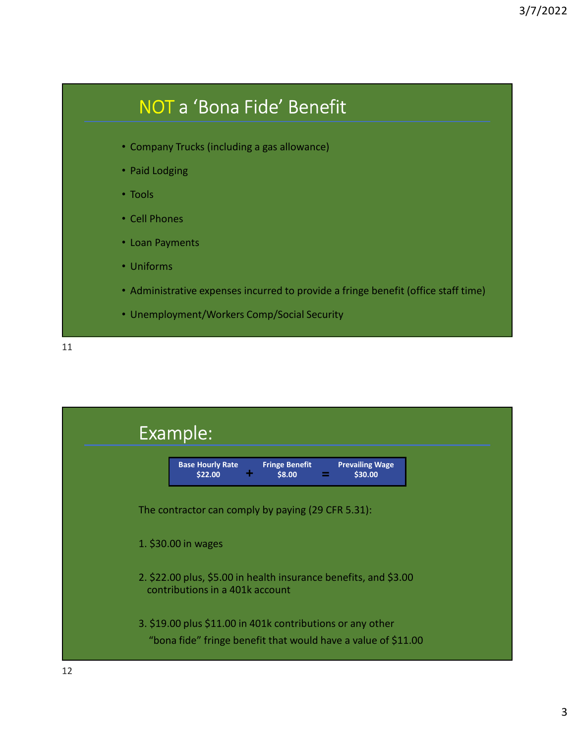## NOT a 'Bona Fide' Benefit

- Company Trucks (including a gas allowance)
- Paid Lodging
- Tools
- Cell Phones
- Loan Payments
- Uniforms
- Administrative expenses incurred to provide a fringe benefit (office staff time)
- Unemployment/Workers Comp/Social Security

## Example:

| Base Hourly Rate | + | Fringe Benefit | = | Prevailing Wage |
|---|---|---|---|---|
| $22.00 | | $8.00 | | $30.00 |

The contractor can comply by paying (29 CFR 5.31):

1. $30.00 in wages
2. $22.00 plus, $5.00 in health insurance benefits, and $3.00 contributions in a 401k account
3. $19.00 plus $11.00 in 401k contributions or any other "bona fide" fringe benefit that would have a value of $11.00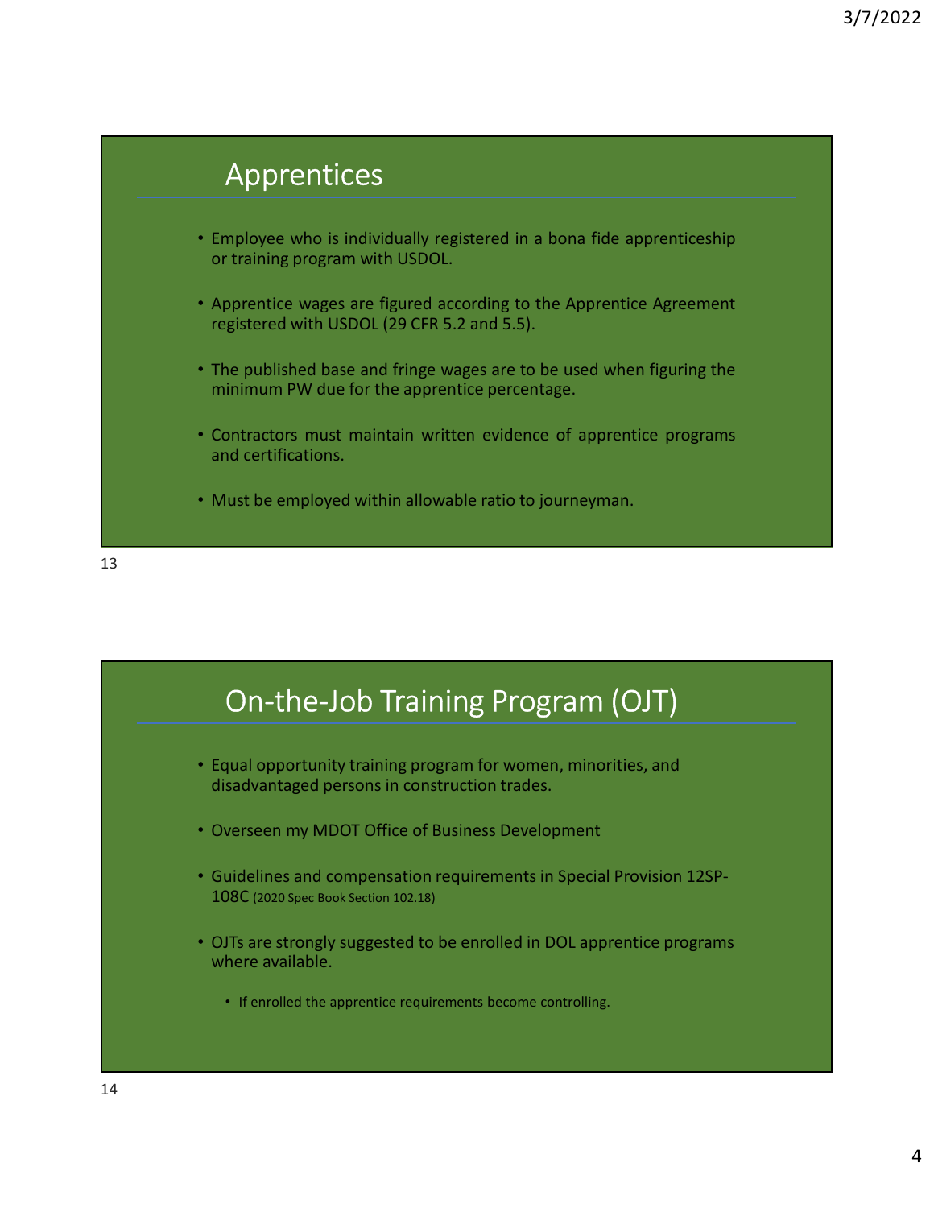## Apprentices

- Employee who is individually registered in a bona fide apprenticeship or training program with USDOL.
- Apprentice wages are figured according to the Apprentice Agreement registered with USDOL (29 CFR 5.2 and 5.5).
- The published base and fringe wages are to be used when figuring the minimum PW due for the apprentice percentage.
- Contractors must maintain written evidence of apprentice programs and certifications.
- Must be employed within allowable ratio to journeyman.

## On-the-Job Training Program (OJT)

- Equal opportunity training program for women, minorities, and disadvantaged persons in construction trades.
- Overseen my MDOT Office of Business Development
- Guidelines and compensation requirements in Special Provision 12SP-108C (2020 Spec Book Section 102.18)
- OJTs are strongly suggested to be enrolled in DOL apprentice programs where available.
  - If enrolled the apprentice requirements become controlling.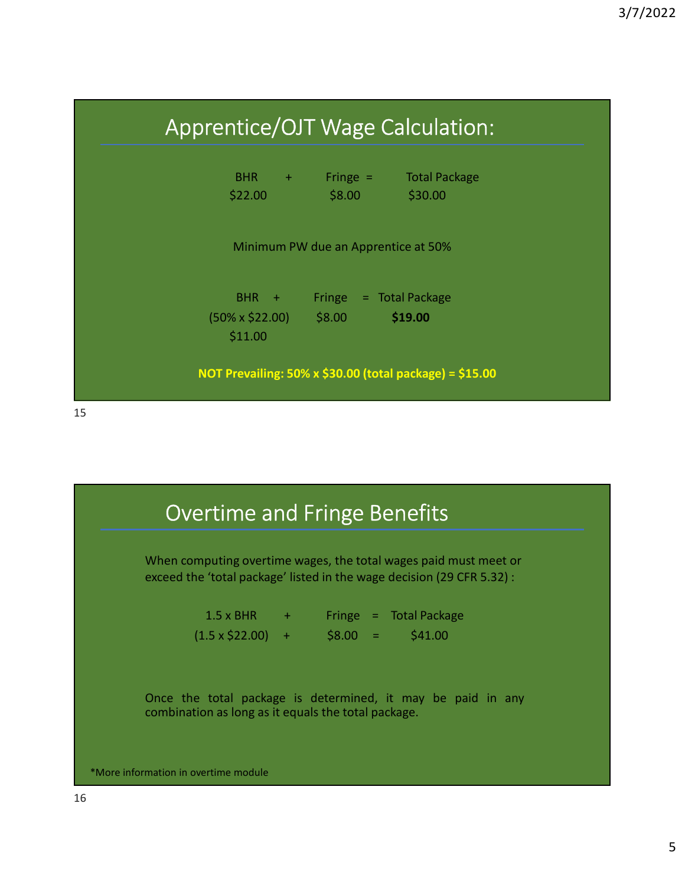## Apprentice/OJT Wage Calculation:

| BHR | + | Fringe | = | Total Package |
|---|---|---|---|---|
| $22.00 | | $8.00 | | $30.00 |

Minimum PW due an Apprentice at 50%

| BHR | + | Fringe | = | Total Package |
|---|---|---|---|---|
| (50% x $22.00) $11.00 | | $8.00 | | **$19.00** |

**NOT Prevailing: 50% x $30.00 (total package) = $15.00**

## Overtime and Fringe Benefits

When computing overtime wages, the total wages paid must meet or exceed the 'total package' listed in the wage decision (29 CFR 5.32) :

| 1.5 x BHR | + | Fringe | = | Total Package |
|---|---|---|---|---|
| (1.5 x $22.00) | + | $8.00 | = | $41.00 |

Once the total package is determined, it may be paid in any combination as long as it equals the total package.

*More information in overtime module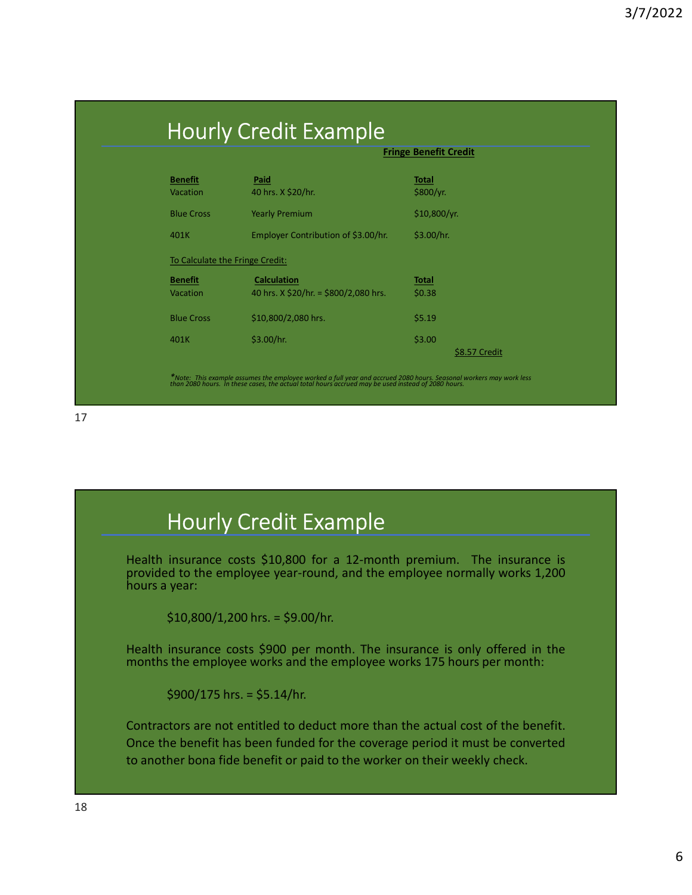# Hourly Credit Example

**Fringe Benefit Credit**

| **Benefit** | **Paid** | **Total** |
|---|---|---|
| Vacation | 40 hrs. X $20/hr. | $800/yr. |
| Blue Cross | Yearly Premium | $10,800/yr. |
| 401K | Employer Contribution of $3.00/hr. | $3.00/hr. |

To Calculate the Fringe Credit:

| **Benefit** | **Calculation** | **Total** |
|---|---|---|
| Vacation | 40 hrs. X $20/hr. = $800/2,080 hrs. | $0.38 |
| Blue Cross | $10,800/2,080 hrs. | $5.19 |
| 401K | $3.00/hr. | $3.00 |
| | | $8.57 Credit |

**Note*: This example assumes the employee worked a full year and accrued 2080 hours. Seasonal workers may work less than 2080 hours. In these cases, the actual total hours accrued may be used instead of 2080 hours.*

# Hourly Credit Example

Health insurance costs $10,800 for a 12-month premium. The insurance is provided to the employee year-round, and the employee normally works 1,200 hours a year:

$10,800/1,200 hrs. = $9.00/hr.

Health insurance costs $900 per month. The insurance is only offered in the months the employee works and the employee works 175 hours per month:

$900/175 hrs. = $5.14/hr.

Contractors are not entitled to deduct more than the actual cost of the benefit. Once the benefit has been funded for the coverage period it must be converted to another bona fide benefit or paid to the worker on their weekly check.